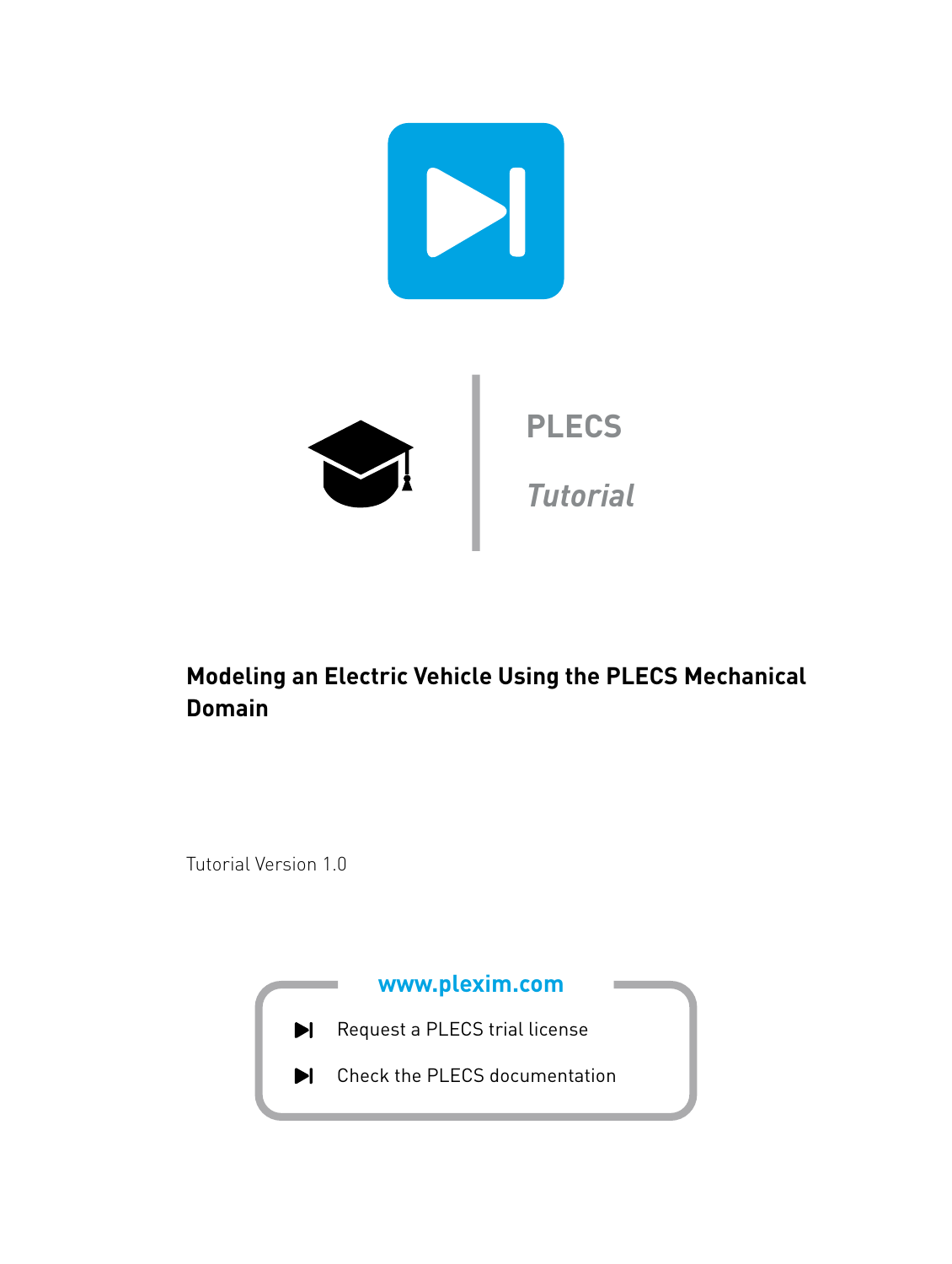# PLECS

*Tutorial*

## Modeling an Electric Vehicle Using the PLECS Mechanical Domain

Tutorial Version 1.0

**www.plexim.com**

- Request a PLECS trial license
- Check the PLECS documentation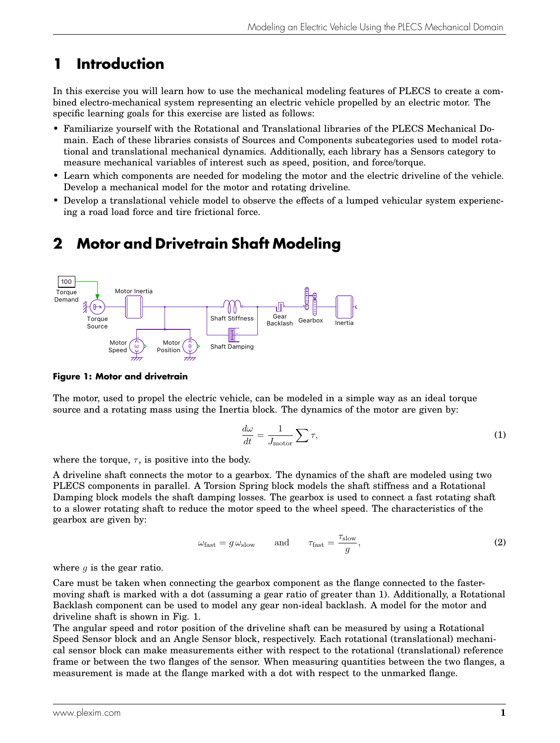# 1 Introduction

In this exercise you will learn how to use the mechanical modeling features of PLECS to create a combined electro-mechanical system representing an electric vehicle propelled by an electric motor. The specific learning goals for this exercise are listed as follows:

- Familiarize yourself with the Rotational and Translational libraries of the PLECS Mechanical Domain. Each of these libraries consists of Sources and Components subcategories used to model rotational and translational mechanical dynamics. Additionally, each library has a Sensors category to measure mechanical variables of interest such as speed, position, and force/torque.
- Learn which components are needed for modeling the motor and the electric driveline of the vehicle. Develop a mechanical model for the motor and rotating driveline.
- Develop a translational vehicle model to observe the effects of a lumped vehicular system experiencing a road load force and tire frictional force.

# 2 Motor and Drivetrain Shaft Modeling

**Figure 1: Motor and drivetrain**

The motor, used to propel the electric vehicle, can be modeled in a simple way as an ideal torque source and a rotating mass using the Inertia block. The dynamics of the motor are given by:

$$\frac{d\omega}{dt} = \frac{1}{J_{\text{motor}}} \sum \tau, \tag{1}$$

where the torque, $\tau$, is positive into the body.

A driveline shaft connects the motor to a gearbox. The dynamics of the shaft are modeled using two PLECS components in parallel. A Torsion Spring block models the shaft stiffness and a Rotational Damping block models the shaft damping losses. The gearbox is used to connect a fast rotating shaft to a slower rotating shaft to reduce the motor speed to the wheel speed. The characteristics of the gearbox are given by:

$$\omega_{\text{fast}} = g\,\omega_{\text{slow}} \qquad \text{and} \qquad \tau_{\text{fast}} = \frac{\tau_{\text{slow}}}{g}, \tag{2}$$

where $g$ is the gear ratio.

Care must be taken when connecting the gearbox component as the flange connected to the faster-moving shaft is marked with a dot (assuming a gear ratio of greater than 1). Additionally, a Rotational Backlash component can be used to model any gear non-ideal backlash. A model for the motor and driveline shaft is shown in Fig. 1.

The angular speed and rotor position of the driveline shaft can be measured by using a Rotational Speed Sensor block and an Angle Sensor block, respectively. Each rotational (translational) mechanical sensor block can make measurements either with respect to the rotational (translational) reference frame or between the two flanges of the sensor. When measuring quantities between the two flanges, a measurement is made at the flange marked with a dot with respect to the unmarked flange.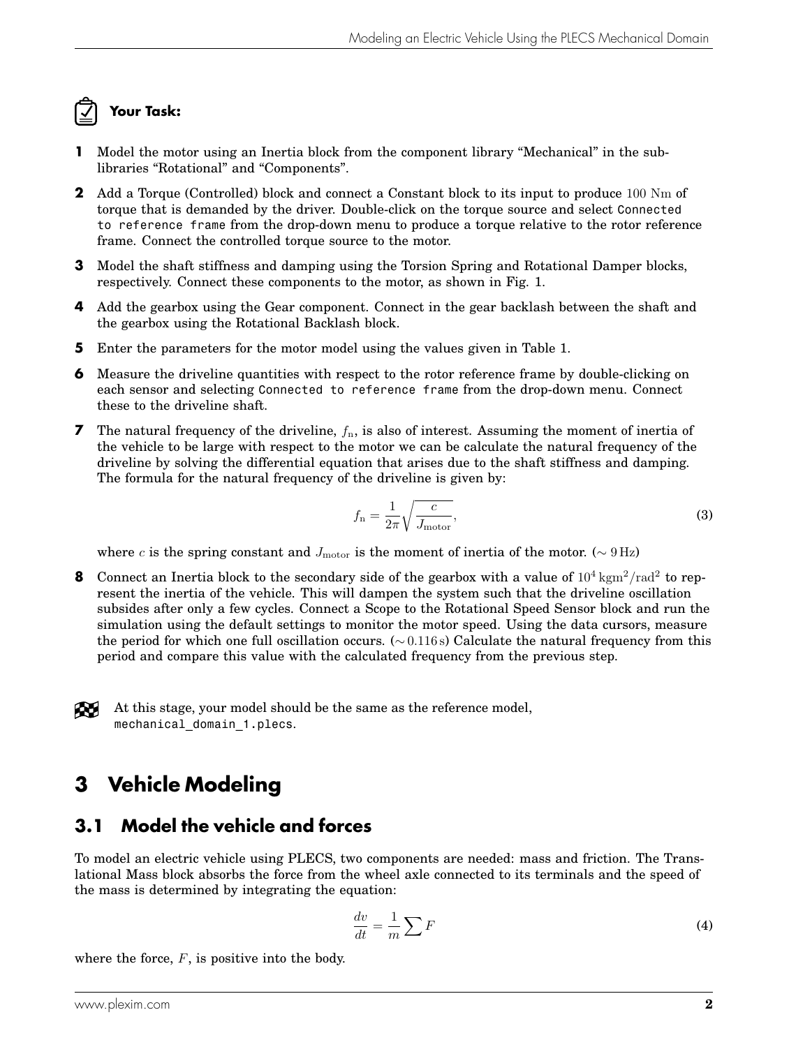**Your Task:**

**1** Model the motor using an Inertia block from the component library "Mechanical" in the sub-libraries "Rotational" and "Components".

**2** Add a Torque (Controlled) block and connect a Constant block to its input to produce 100 Nm of torque that is demanded by the driver. Double-click on the torque source and select `Connected to reference frame` from the drop-down menu to produce a torque relative to the rotor reference frame. Connect the controlled torque source to the motor.

**3** Model the shaft stiffness and damping using the Torsion Spring and Rotational Damper blocks, respectively. Connect these components to the motor, as shown in Fig. 1.

**4** Add the gearbox using the Gear component. Connect in the gear backlash between the shaft and the gearbox using the Rotational Backlash block.

**5** Enter the parameters for the motor model using the values given in Table 1.

**6** Measure the driveline quantities with respect to the rotor reference frame by double-clicking on each sensor and selecting `Connected to reference frame` from the drop-down menu. Connect these to the driveline shaft.

**7** The natural frequency of the driveline, $f_\mathrm{n}$, is also of interest. Assuming the moment of inertia of the vehicle to be large with respect to the motor we can be calculate the natural frequency of the driveline by solving the differential equation that arises due to the shaft stiffness and damping. The formula for the natural frequency of the driveline is given by:

$$f_\mathrm{n} = \frac{1}{2\pi}\sqrt{\frac{c}{J_\mathrm{motor}}}, \tag{3}$$

where $c$ is the spring constant and $J_\mathrm{motor}$ is the moment of inertia of the motor. ($\sim 9\,\mathrm{Hz}$)

**8** Connect an Inertia block to the secondary side of the gearbox with a value of $10^4\,\mathrm{kgm^2/rad^2}$ to represent the inertia of the vehicle. This will dampen the system such that the driveline oscillation subsides after only a few cycles. Connect a Scope to the Rotational Speed Sensor block and run the simulation using the default settings to monitor the motor speed. Using the data cursors, measure the period for which one full oscillation occurs. ($\sim 0.116\,\mathrm{s}$) Calculate the natural frequency from this period and compare this value with the calculated frequency from the previous step.

At this stage, your model should be the same as the reference model, `mechanical_domain_1.plecs`.

# 3 Vehicle Modeling

## 3.1 Model the vehicle and forces

To model an electric vehicle using PLECS, two components are needed: mass and friction. The Translational Mass block absorbs the force from the wheel axle connected to its terminals and the speed of the mass is determined by integrating the equation:

$$\frac{dv}{dt} = \frac{1}{m}\sum F \tag{4}$$

where the force, $F$, is positive into the body.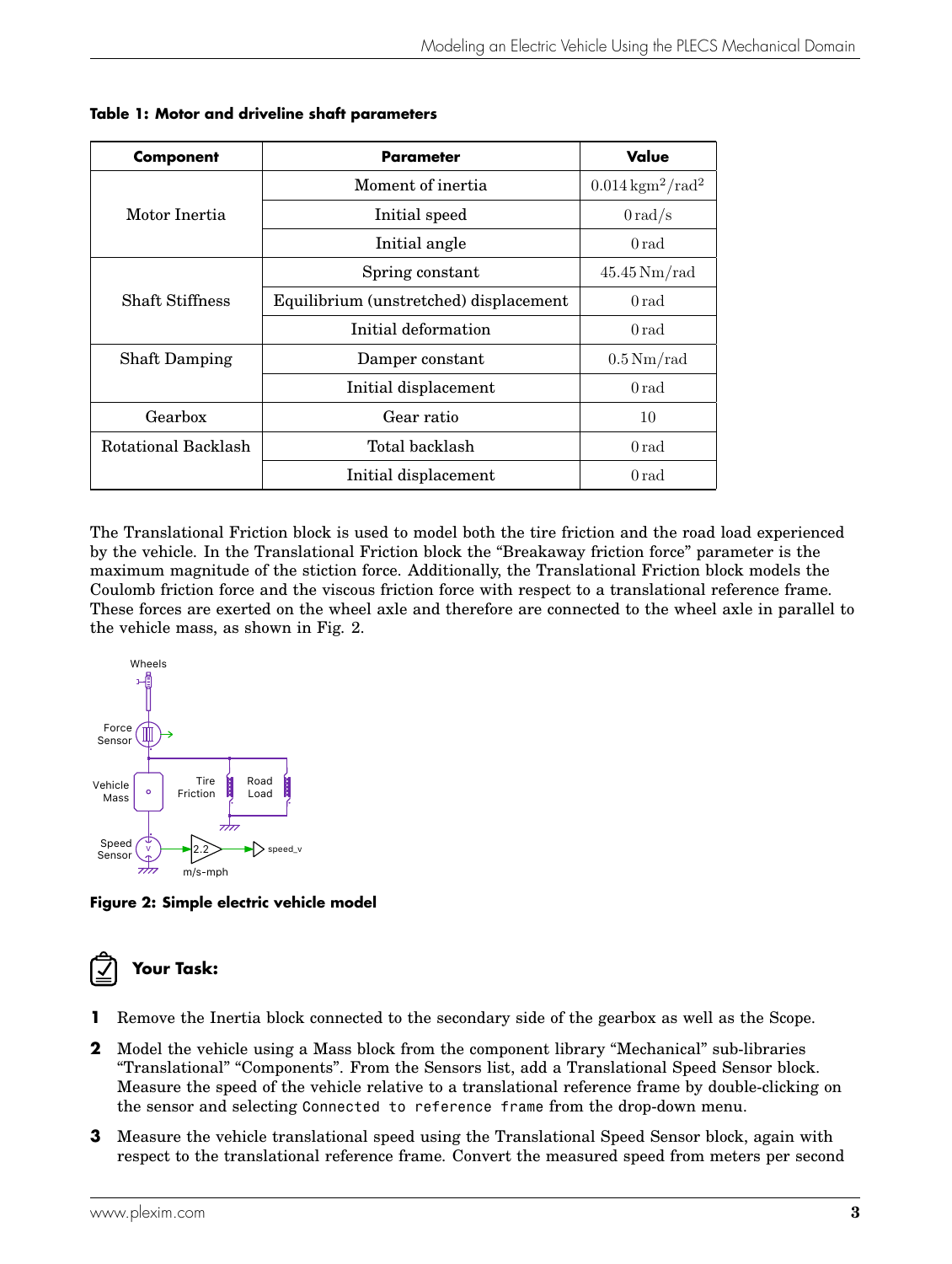**Table 1: Motor and driveline shaft parameters**

| Component | Parameter | Value |
|---|---|---|
| Motor Inertia | Moment of inertia | $0.014\,\mathrm{kgm^2/rad^2}$ |
| | Initial speed | $0\,\mathrm{rad/s}$ |
| | Initial angle | $0\,\mathrm{rad}$ |
| Shaft Stiffness | Spring constant | $45.45\,\mathrm{Nm/rad}$ |
| | Equilibrium (unstretched) displacement | $0\,\mathrm{rad}$ |
| | Initial deformation | $0\,\mathrm{rad}$ |
| Shaft Damping | Damper constant | $0.5\,\mathrm{Nm/rad}$ |
| | Initial displacement | $0\,\mathrm{rad}$ |
| Gearbox | Gear ratio | 10 |
| Rotational Backlash | Total backlash | $0\,\mathrm{rad}$ |
| | Initial displacement | $0\,\mathrm{rad}$ |

The Translational Friction block is used to model both the tire friction and the road load experienced by the vehicle. In the Translational Friction block the "Breakaway friction force" parameter is the maximum magnitude of the stiction force. Additionally, the Translational Friction block models the Coulomb friction force and the viscous friction force with respect to a translational reference frame. These forces are exerted on the wheel axle and therefore are connected to the wheel axle in parallel to the vehicle mass, as shown in Fig. 2.

**Figure 2: Simple electric vehicle model**

### Your Task:

1. Remove the Inertia block connected to the secondary side of the gearbox as well as the Scope.
2. Model the vehicle using a Mass block from the component library "Mechanical" sub-libraries "Translational" "Components". From the Sensors list, add a Translational Speed Sensor block. Measure the speed of the vehicle relative to a translational reference frame by double-clicking on the sensor and selecting `Connected to reference frame` from the drop-down menu.
3. Measure the vehicle translational speed using the Translational Speed Sensor block, again with respect to the translational reference frame. Convert the measured speed from meters per second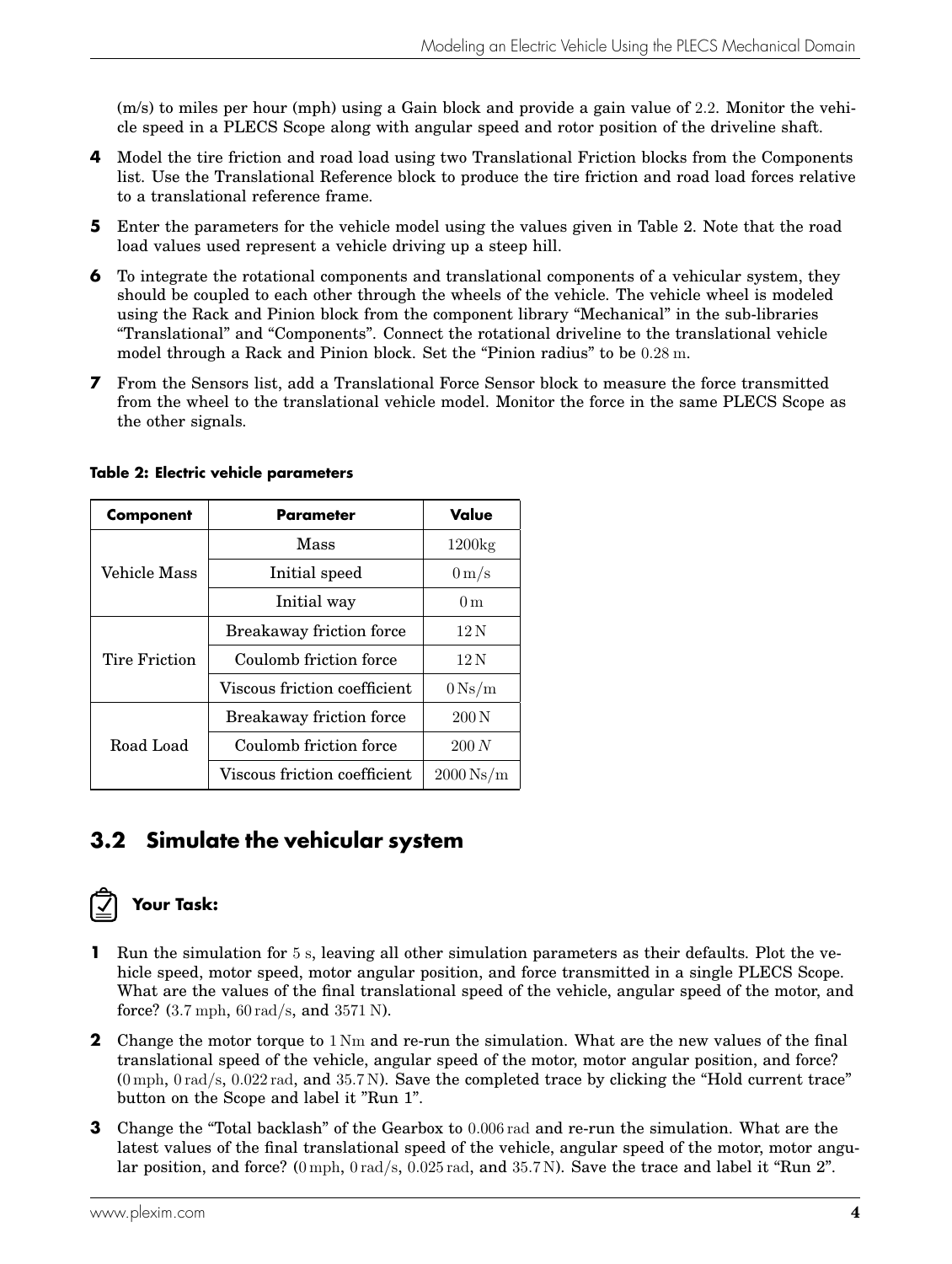(m/s) to miles per hour (mph) using a Gain block and provide a gain value of 2.2. Monitor the vehicle speed in a PLECS Scope along with angular speed and rotor position of the driveline shaft.

**4** Model the tire friction and road load using two Translational Friction blocks from the Components list. Use the Translational Reference block to produce the tire friction and road load forces relative to a translational reference frame.

**5** Enter the parameters for the vehicle model using the values given in Table 2. Note that the road load values used represent a vehicle driving up a steep hill.

**6** To integrate the rotational components and translational components of a vehicular system, they should be coupled to each other through the wheels of the vehicle. The vehicle wheel is modeled using the Rack and Pinion block from the component library "Mechanical" in the sub-libraries "Translational" and "Components". Connect the rotational driveline to the translational vehicle model through a Rack and Pinion block. Set the "Pinion radius" to be 0.28 m.

**7** From the Sensors list, add a Translational Force Sensor block to measure the force transmitted from the wheel to the translational vehicle model. Monitor the force in the same PLECS Scope as the other signals.

**Table 2: Electric vehicle parameters**

| Component | Parameter | Value |
|---|---|---|
| Vehicle Mass | Mass | 1200kg |
| | Initial speed | 0 m/s |
| | Initial way | 0 m |
| Tire Friction | Breakaway friction force | 12 N |
| | Coulomb friction force | 12 N |
| | Viscous friction coefficient | 0 Ns/m |
| Road Load | Breakaway friction force | 200 N |
| | Coulomb friction force | 200 $N$ |
| | Viscous friction coefficient | 2000 Ns/m |

## 3.2 Simulate the vehicular system

**Your Task:**

**1** Run the simulation for 5 s, leaving all other simulation parameters as their defaults. Plot the vehicle speed, motor speed, motor angular position, and force transmitted in a single PLECS Scope. What are the values of the final translational speed of the vehicle, angular speed of the motor, and force? (3.7 mph, 60 rad/s, and 3571 N).

**2** Change the motor torque to 1 Nm and re-run the simulation. What are the new values of the final translational speed of the vehicle, angular speed of the motor, motor angular position, and force? (0 mph, 0 rad/s, 0.022 rad, and 35.7 N). Save the completed trace by clicking the "Hold current trace" button on the Scope and label it "Run 1".

**3** Change the "Total backlash" of the Gearbox to 0.006 rad and re-run the simulation. What are the latest values of the final translational speed of the vehicle, angular speed of the motor, motor angular position, and force? (0 mph, 0 rad/s, 0.025 rad, and 35.7 N). Save the trace and label it "Run 2".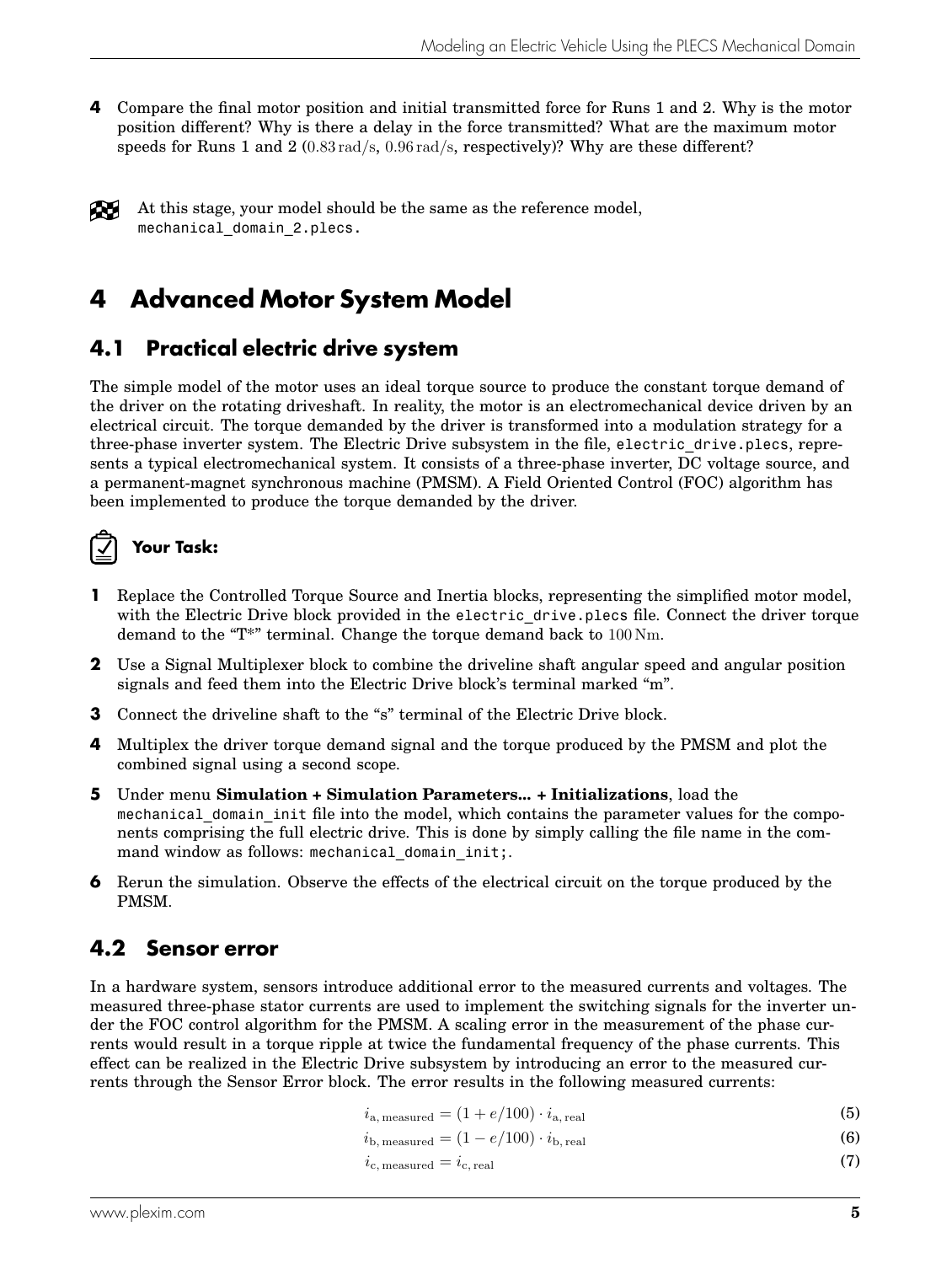**4** Compare the final motor position and initial transmitted force for Runs 1 and 2. Why is the motor position different? Why is there a delay in the force transmitted? What are the maximum motor speeds for Runs 1 and 2 ($0.83\,\mathrm{rad/s}$, $0.96\,\mathrm{rad/s}$, respectively)? Why are these different?

At this stage, your model should be the same as the reference model, `mechanical_domain_2.plecs`.

# 4 Advanced Motor System Model

## 4.1 Practical electric drive system

The simple model of the motor uses an ideal torque source to produce the constant torque demand of the driver on the rotating driveshaft. In reality, the motor is an electromechanical device driven by an electrical circuit. The torque demanded by the driver is transformed into a modulation strategy for a three-phase inverter system. The Electric Drive subsystem in the file, `electric_drive.plecs`, represents a typical electromechanical system. It consists of a three-phase inverter, DC voltage source, and a permanent-magnet synchronous machine (PMSM). A Field Oriented Control (FOC) algorithm has been implemented to produce the torque demanded by the driver.

### Your Task:

**1** Replace the Controlled Torque Source and Inertia blocks, representing the simplified motor model, with the Electric Drive block provided in the `electric_drive.plecs` file. Connect the driver torque demand to the "T*" terminal. Change the torque demand back to $100\,\mathrm{Nm}$.

**2** Use a Signal Multiplexer block to combine the driveline shaft angular speed and angular position signals and feed them into the Electric Drive block's terminal marked "m".

**3** Connect the driveline shaft to the "s" terminal of the Electric Drive block.

**4** Multiplex the driver torque demand signal and the torque produced by the PMSM and plot the combined signal using a second scope.

**5** Under menu **Simulation + Simulation Parameters... + Initializations**, load the `mechanical_domain_init` file into the model, which contains the parameter values for the components comprising the full electric drive. This is done by simply calling the file name in the command window as follows: `mechanical_domain_init;`.

**6** Rerun the simulation. Observe the effects of the electrical circuit on the torque produced by the PMSM.

## 4.2 Sensor error

In a hardware system, sensors introduce additional error to the measured currents and voltages. The measured three-phase stator currents are used to implement the switching signals for the inverter under the FOC control algorithm for the PMSM. A scaling error in the measurement of the phase currents would result in a torque ripple at twice the fundamental frequency of the phase currents. This effect can be realized in the Electric Drive subsystem by introducing an error to the measured currents through the Sensor Error block. The error results in the following measured currents:

$$i_{\mathrm{a,\,measured}} = (1 + e/100) \cdot i_{\mathrm{a,\,real}} \tag{5}$$

$$i_{\mathrm{b,\,measured}} = (1 - e/100) \cdot i_{\mathrm{b,\,real}} \tag{6}$$

$$i_{\mathrm{c,\,measured}} = i_{\mathrm{c,\,real}} \tag{7}$$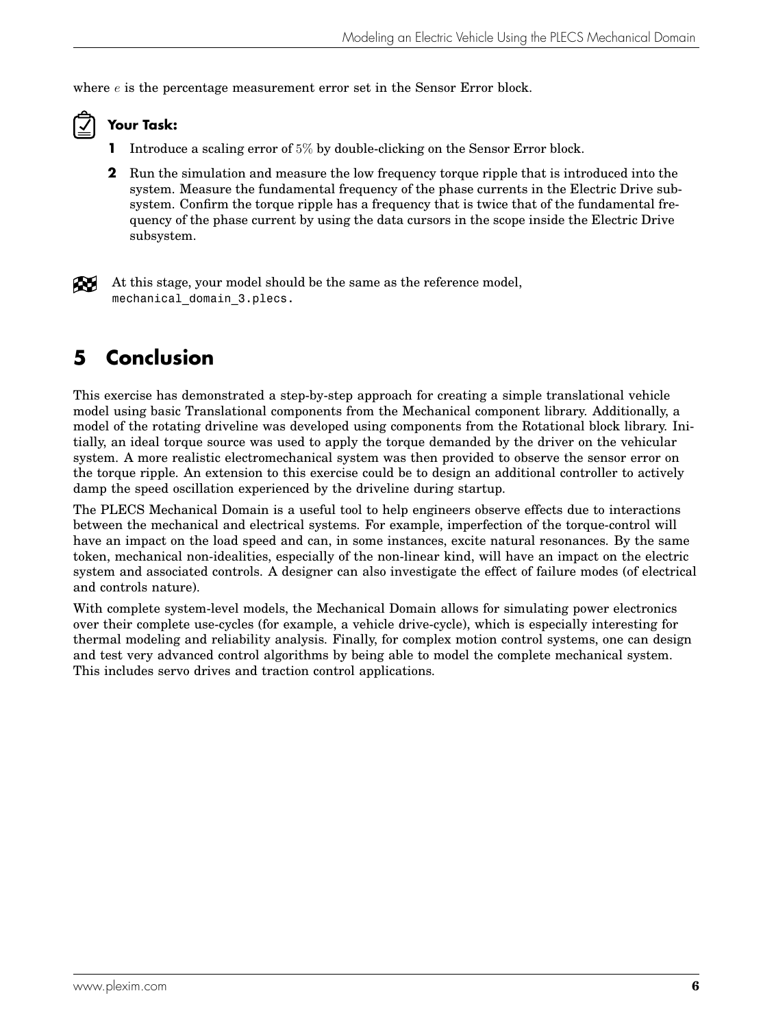where $e$ is the percentage measurement error set in the Sensor Error block.

**Your Task:**

1. Introduce a scaling error of $5\%$ by double-clicking on the Sensor Error block.
2. Run the simulation and measure the low frequency torque ripple that is introduced into the system. Measure the fundamental frequency of the phase currents in the Electric Drive subsystem. Confirm the torque ripple has a frequency that is twice that of the fundamental frequency of the phase current by using the data cursors in the scope inside the Electric Drive subsystem.

At this stage, your model should be the same as the reference model, `mechanical_domain_3.plecs`.

# 5 Conclusion

This exercise has demonstrated a step-by-step approach for creating a simple translational vehicle model using basic Translational components from the Mechanical component library. Additionally, a model of the rotating driveline was developed using components from the Rotational block library. Initially, an ideal torque source was used to apply the torque demanded by the driver on the vehicular system. A more realistic electromechanical system was then provided to observe the sensor error on the torque ripple. An extension to this exercise could be to design an additional controller to actively damp the speed oscillation experienced by the driveline during startup.

The PLECS Mechanical Domain is a useful tool to help engineers observe effects due to interactions between the mechanical and electrical systems. For example, imperfection of the torque-control will have an impact on the load speed and can, in some instances, excite natural resonances. By the same token, mechanical non-idealities, especially of the non-linear kind, will have an impact on the electric system and associated controls. A designer can also investigate the effect of failure modes (of electrical and controls nature).

With complete system-level models, the Mechanical Domain allows for simulating power electronics over their complete use-cycles (for example, a vehicle drive-cycle), which is especially interesting for thermal modeling and reliability analysis. Finally, for complex motion control systems, one can design and test very advanced control algorithms by being able to model the complete mechanical system. This includes servo drives and traction control applications.